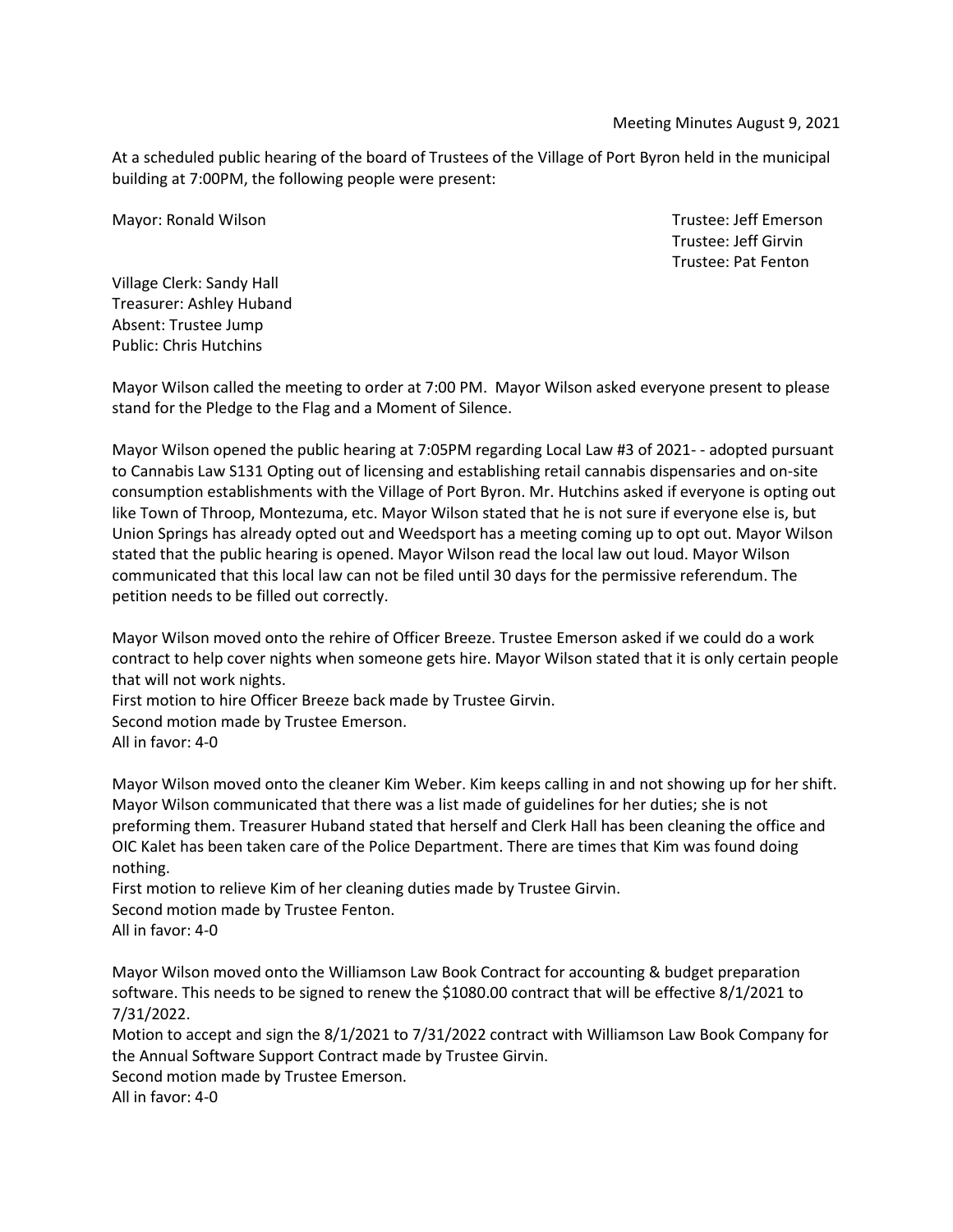Meeting Minutes August 9, 2021

At a scheduled public hearing of the board of Trustees of the Village of Port Byron held in the municipal building at 7:00PM, the following people were present:

Mayor: Ronald Wilson

Trustee: Jeff Emerson
Trustee: Jeff Girvin
Trustee: Pat Fenton

Village Clerk: Sandy Hall
Treasurer: Ashley Huband
Absent: Trustee Jump
Public: Chris Hutchins

Mayor Wilson called the meeting to order at 7:00 PM. Mayor Wilson asked everyone present to please stand for the Pledge to the Flag and a Moment of Silence.

Mayor Wilson opened the public hearing at 7:05PM regarding Local Law #3 of 2021- - adopted pursuant to Cannabis Law S131 Opting out of licensing and establishing retail cannabis dispensaries and on-site consumption establishments with the Village of Port Byron. Mr. Hutchins asked if everyone is opting out like Town of Throop, Montezuma, etc. Mayor Wilson stated that he is not sure if everyone else is, but Union Springs has already opted out and Weedsport has a meeting coming up to opt out. Mayor Wilson stated that the public hearing is opened. Mayor Wilson read the local law out loud. Mayor Wilson communicated that this local law can not be filed until 30 days for the permissive referendum. The petition needs to be filled out correctly.

Mayor Wilson moved onto the rehire of Officer Breeze. Trustee Emerson asked if we could do a work contract to help cover nights when someone gets hire. Mayor Wilson stated that it is only certain people that will not work nights.
First motion to hire Officer Breeze back made by Trustee Girvin.
Second motion made by Trustee Emerson.
All in favor: 4-0

Mayor Wilson moved onto the cleaner Kim Weber. Kim keeps calling in and not showing up for her shift. Mayor Wilson communicated that there was a list made of guidelines for her duties; she is not preforming them. Treasurer Huband stated that herself and Clerk Hall has been cleaning the office and OIC Kalet has been taken care of the Police Department. There are times that Kim was found doing nothing.
First motion to relieve Kim of her cleaning duties made by Trustee Girvin.
Second motion made by Trustee Fenton.
All in favor: 4-0

Mayor Wilson moved onto the Williamson Law Book Contract for accounting & budget preparation software. This needs to be signed to renew the $1080.00 contract that will be effective 8/1/2021 to 7/31/2022.
Motion to accept and sign the 8/1/2021 to 7/31/2022 contract with Williamson Law Book Company for the Annual Software Support Contract made by Trustee Girvin.
Second motion made by Trustee Emerson.
All in favor: 4-0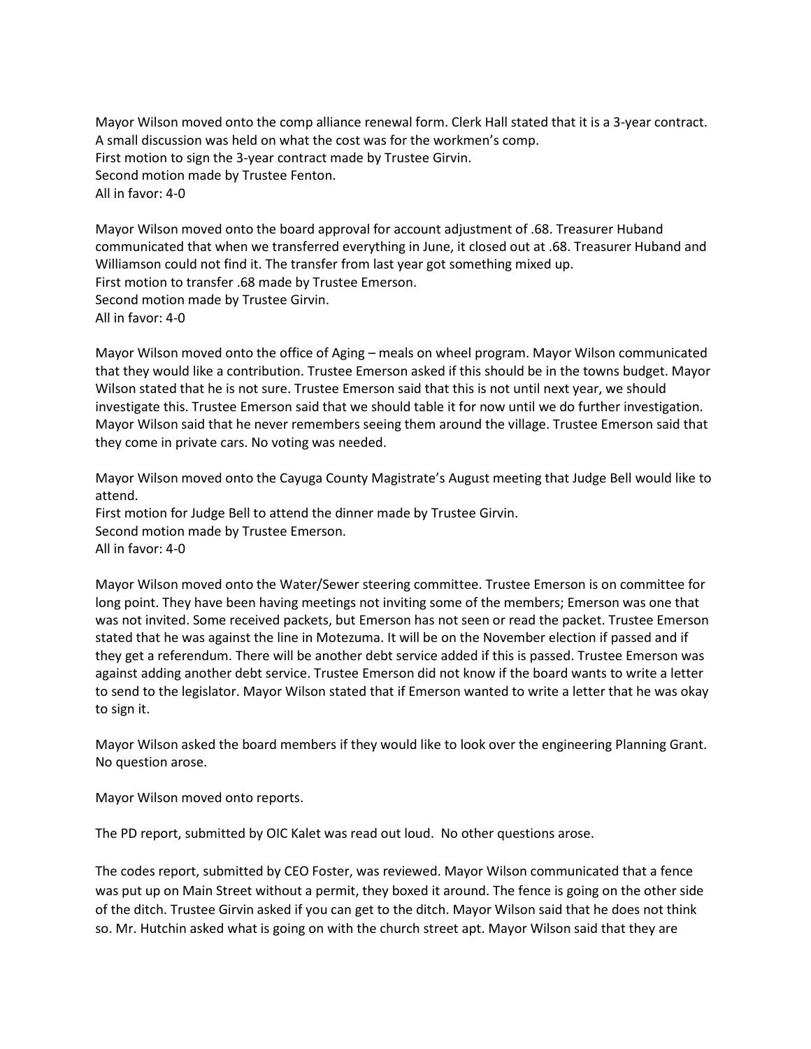Mayor Wilson moved onto the comp alliance renewal form. Clerk Hall stated that it is a 3-year contract. A small discussion was held on what the cost was for the workmen's comp.
First motion to sign the 3-year contract made by Trustee Girvin.
Second motion made by Trustee Fenton.
All in favor: 4-0

Mayor Wilson moved onto the board approval for account adjustment of .68. Treasurer Huband communicated that when we transferred everything in June, it closed out at .68. Treasurer Huband and Williamson could not find it. The transfer from last year got something mixed up.
First motion to transfer .68 made by Trustee Emerson.
Second motion made by Trustee Girvin.
All in favor: 4-0

Mayor Wilson moved onto the office of Aging – meals on wheel program. Mayor Wilson communicated that they would like a contribution. Trustee Emerson asked if this should be in the towns budget. Mayor Wilson stated that he is not sure. Trustee Emerson said that this is not until next year, we should investigate this. Trustee Emerson said that we should table it for now until we do further investigation. Mayor Wilson said that he never remembers seeing them around the village. Trustee Emerson said that they come in private cars. No voting was needed.

Mayor Wilson moved onto the Cayuga County Magistrate's August meeting that Judge Bell would like to attend.
First motion for Judge Bell to attend the dinner made by Trustee Girvin.
Second motion made by Trustee Emerson.
All in favor: 4-0

Mayor Wilson moved onto the Water/Sewer steering committee. Trustee Emerson is on committee for long point. They have been having meetings not inviting some of the members; Emerson was one that was not invited. Some received packets, but Emerson has not seen or read the packet. Trustee Emerson stated that he was against the line in Motezuma. It will be on the November election if passed and if they get a referendum. There will be another debt service added if this is passed. Trustee Emerson was against adding another debt service. Trustee Emerson did not know if the board wants to write a letter to send to the legislator. Mayor Wilson stated that if Emerson wanted to write a letter that he was okay to sign it.

Mayor Wilson asked the board members if they would like to look over the engineering Planning Grant. No question arose.

Mayor Wilson moved onto reports.

The PD report, submitted by OIC Kalet was read out loud. No other questions arose.

The codes report, submitted by CEO Foster, was reviewed. Mayor Wilson communicated that a fence was put up on Main Street without a permit, they boxed it around. The fence is going on the other side of the ditch. Trustee Girvin asked if you can get to the ditch. Mayor Wilson said that he does not think so. Mr. Hutchin asked what is going on with the church street apt. Mayor Wilson said that they are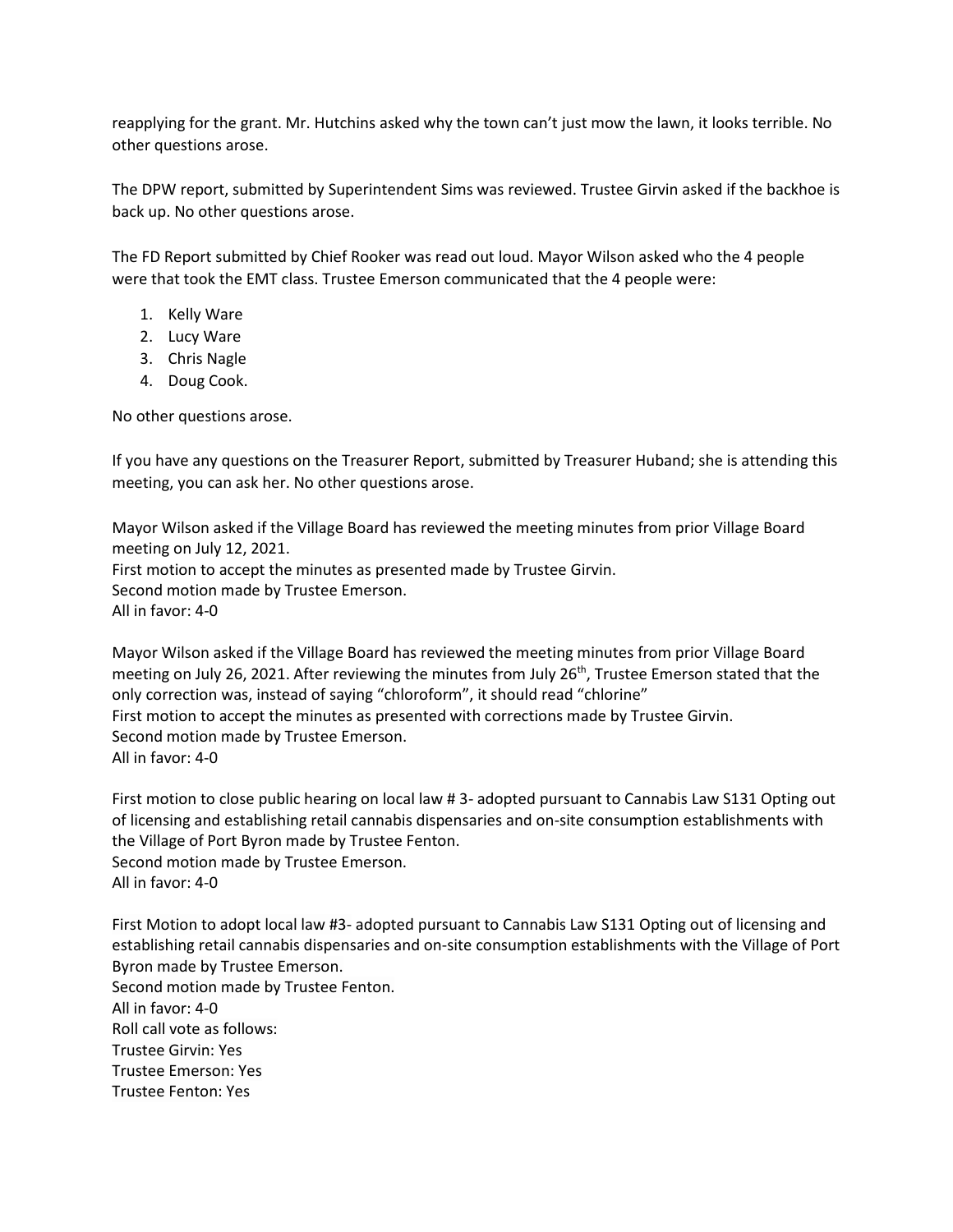reapplying for the grant. Mr. Hutchins asked why the town can't just mow the lawn, it looks terrible. No other questions arose.

The DPW report, submitted by Superintendent Sims was reviewed. Trustee Girvin asked if the backhoe is back up. No other questions arose.

The FD Report submitted by Chief Rooker was read out loud. Mayor Wilson asked who the 4 people were that took the EMT class. Trustee Emerson communicated that the 4 people were:

1. Kelly Ware
2. Lucy Ware
3. Chris Nagle
4. Doug Cook.

No other questions arose.

If you have any questions on the Treasurer Report, submitted by Treasurer Huband; she is attending this meeting, you can ask her. No other questions arose.

Mayor Wilson asked if the Village Board has reviewed the meeting minutes from prior Village Board meeting on July 12, 2021.
First motion to accept the minutes as presented made by Trustee Girvin.
Second motion made by Trustee Emerson.
All in favor: 4-0

Mayor Wilson asked if the Village Board has reviewed the meeting minutes from prior Village Board meeting on July 26, 2021. After reviewing the minutes from July 26th, Trustee Emerson stated that the only correction was, instead of saying "chloroform", it should read "chlorine"
First motion to accept the minutes as presented with corrections made by Trustee Girvin.
Second motion made by Trustee Emerson.
All in favor: 4-0

First motion to close public hearing on local law # 3- adopted pursuant to Cannabis Law S131 Opting out of licensing and establishing retail cannabis dispensaries and on-site consumption establishments with the Village of Port Byron made by Trustee Fenton.
Second motion made by Trustee Emerson.
All in favor: 4-0

First Motion to adopt local law #3- adopted pursuant to Cannabis Law S131 Opting out of licensing and establishing retail cannabis dispensaries and on-site consumption establishments with the Village of Port Byron made by Trustee Emerson.
Second motion made by Trustee Fenton.
All in favor: 4-0
Roll call vote as follows:
Trustee Girvin: Yes
Trustee Emerson: Yes
Trustee Fenton: Yes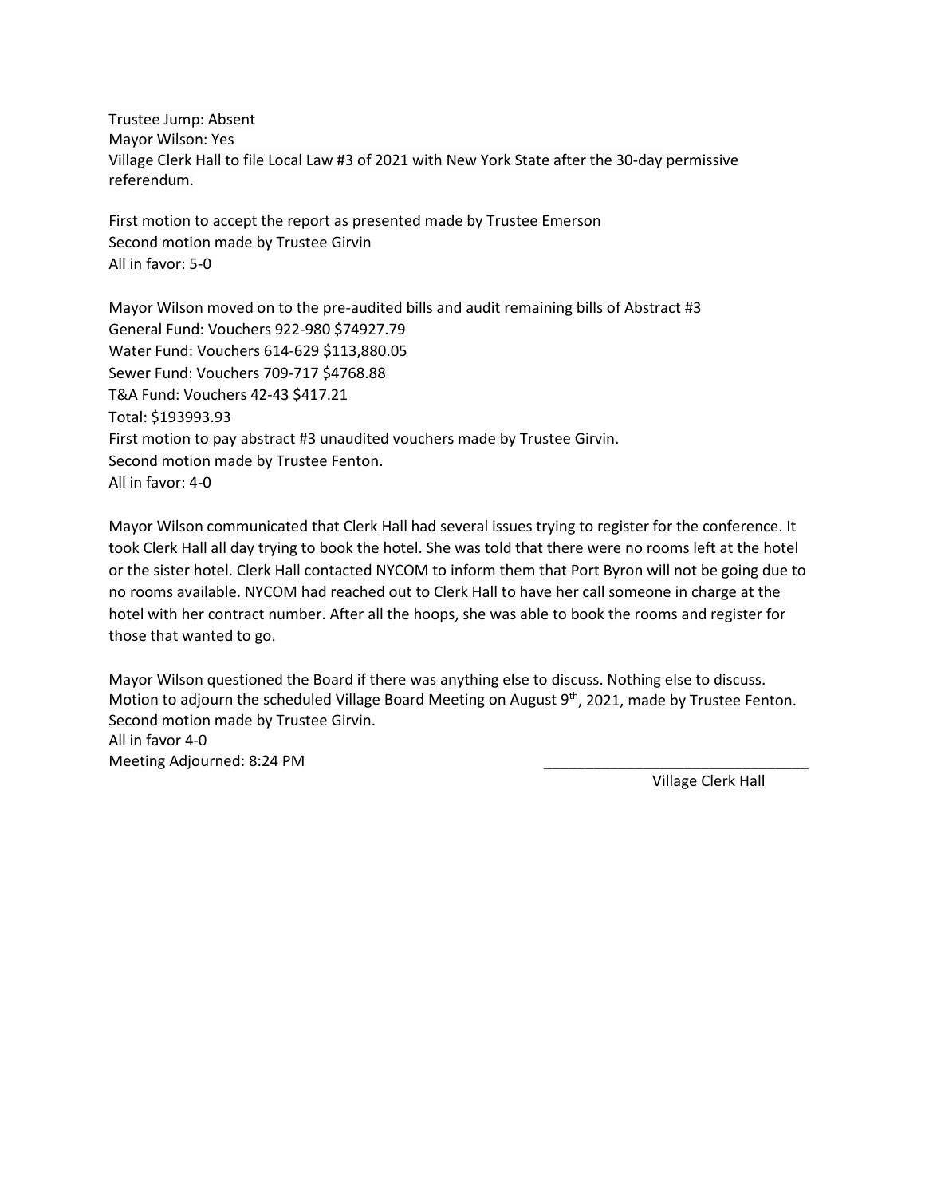Trustee Jump: Absent
Mayor Wilson: Yes
Village Clerk Hall to file Local Law #3 of 2021 with New York State after the 30-day permissive referendum.

First motion to accept the report as presented made by Trustee Emerson
Second motion made by Trustee Girvin
All in favor: 5-0

Mayor Wilson moved on to the pre-audited bills and audit remaining bills of Abstract #3
General Fund: Vouchers 922-980 $74927.79
Water Fund: Vouchers 614-629 $113,880.05
Sewer Fund: Vouchers 709-717 $4768.88
T&A Fund: Vouchers 42-43 $417.21
Total: $193993.93
First motion to pay abstract #3 unaudited vouchers made by Trustee Girvin.
Second motion made by Trustee Fenton.
All in favor: 4-0

Mayor Wilson communicated that Clerk Hall had several issues trying to register for the conference. It took Clerk Hall all day trying to book the hotel. She was told that there were no rooms left at the hotel or the sister hotel. Clerk Hall contacted NYCOM to inform them that Port Byron will not be going due to no rooms available. NYCOM had reached out to Clerk Hall to have her call someone in charge at the hotel with her contract number. After all the hoops, she was able to book the rooms and register for those that wanted to go.

Mayor Wilson questioned the Board if there was anything else to discuss. Nothing else to discuss.
Motion to adjourn the scheduled Village Board Meeting on August 9th, 2021, made by Trustee Fenton.
Second motion made by Trustee Girvin.
All in favor 4-0
Meeting Adjourned: 8:24 PM

_______________________________
Village Clerk Hall